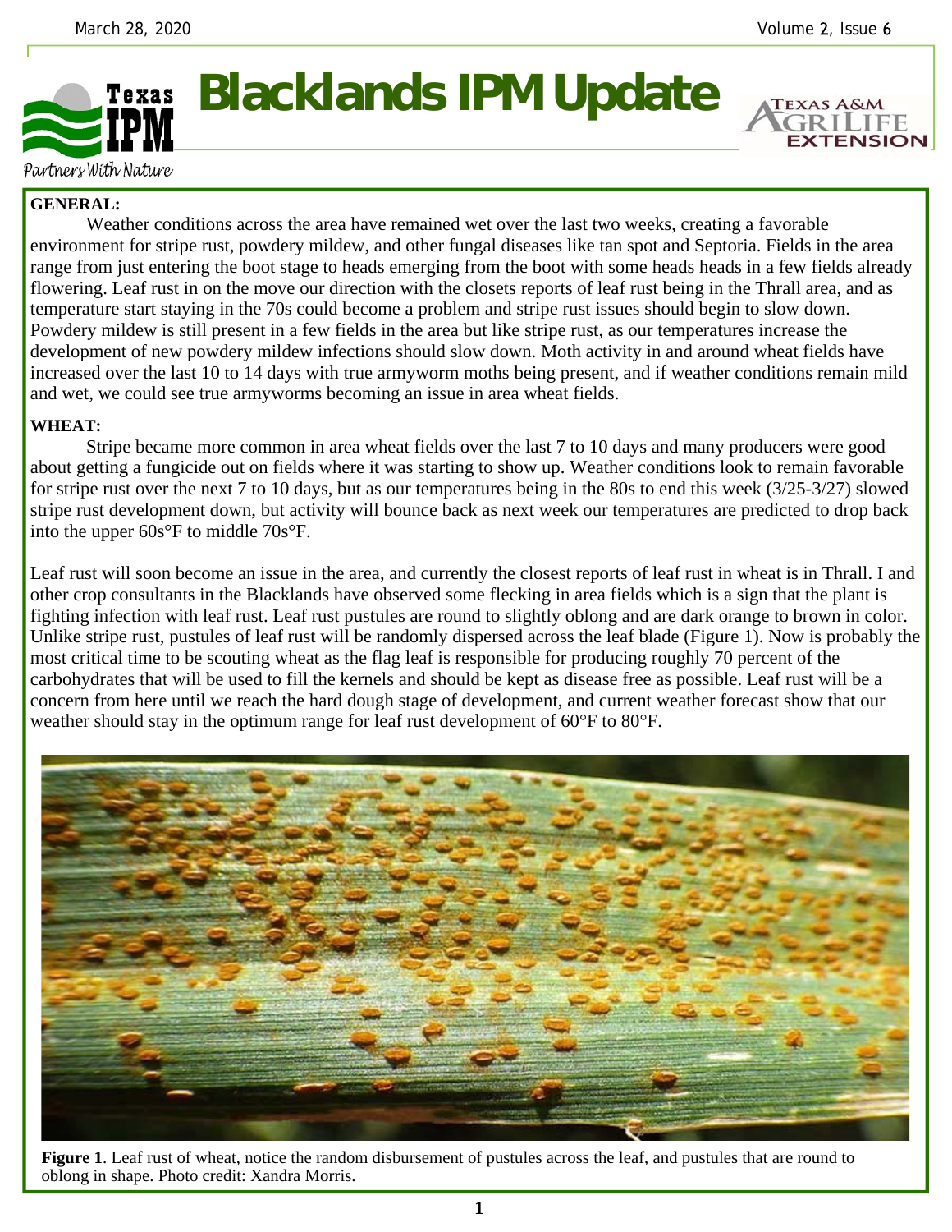# Blacklands IPM Update

Partners With Nature

**GENERAL:**

Weather conditions across the area have remained wet over the last two weeks, creating a favorable environment for stripe rust, powdery mildew, and other fungal diseases like tan spot and Septoria. Fields in the area range from just entering the boot stage to heads emerging from the boot with some heads heads in a few fields already flowering. Leaf rust in on the move our direction with the closets reports of leaf rust being in the Thrall area, and as temperature start staying in the 70s could become a problem and stripe rust issues should begin to slow down. Powdery mildew is still present in a few fields in the area but like stripe rust, as our temperatures increase the development of new powdery mildew infections should slow down. Moth activity in and around wheat fields have increased over the last 10 to 14 days with true armyworm moths being present, and if weather conditions remain mild and wet, we could see true armyworms becoming an issue in area wheat fields.

**WHEAT:**

Stripe became more common in area wheat fields over the last 7 to 10 days and many producers were good about getting a fungicide out on fields where it was starting to show up. Weather conditions look to remain favorable for stripe rust over the next 7 to 10 days, but as our temperatures being in the 80s to end this week (3/25-3/27) slowed stripe rust development down, but activity will bounce back as next week our temperatures are predicted to drop back into the upper 60s°F to middle 70s°F.

Leaf rust will soon become an issue in the area, and currently the closest reports of leaf rust in wheat is in Thrall. I and other crop consultants in the Blacklands have observed some flecking in area fields which is a sign that the plant is fighting infection with leaf rust. Leaf rust pustules are round to slightly oblong and are dark orange to brown in color. Unlike stripe rust, pustules of leaf rust will be randomly dispersed across the leaf blade (Figure 1). Now is probably the most critical time to be scouting wheat as the flag leaf is responsible for producing roughly 70 percent of the carbohydrates that will be used to fill the kernels and should be kept as disease free as possible. Leaf rust will be a concern from here until we reach the hard dough stage of development, and current weather forecast show that our weather should stay in the optimum range for leaf rust development of 60°F to 80°F.

**Figure 1**. Leaf rust of wheat, notice the random disbursement of pustules across the leaf, and pustules that are round to oblong in shape. Photo credit: Xandra Morris.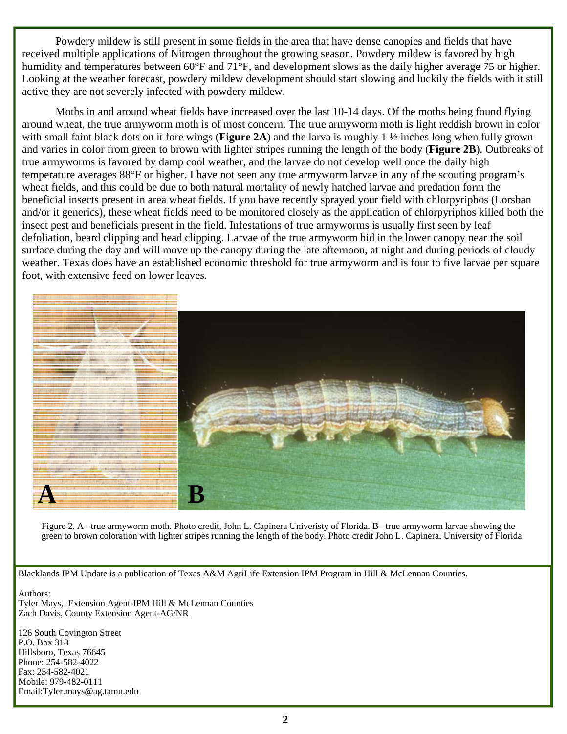Powdery mildew is still present in some fields in the area that have dense canopies and fields that have received multiple applications of Nitrogen throughout the growing season. Powdery mildew is favored by high humidity and temperatures between 60°F and 71°F, and development slows as the daily higher average 75 or higher. Looking at the weather forecast, powdery mildew development should start slowing and luckily the fields with it still active they are not severely infected with powdery mildew.

Moths in and around wheat fields have increased over the last 10-14 days. Of the moths being found flying around wheat, the true armyworm moth is of most concern. The true armyworm moth is light reddish brown in color with small faint black dots on it fore wings (**Figure 2A**) and the larva is roughly 1 ½ inches long when fully grown and varies in color from green to brown with lighter stripes running the length of the body (**Figure 2B**). Outbreaks of true armyworms is favored by damp cool weather, and the larvae do not develop well once the daily high temperature averages 88°F or higher. I have not seen any true armyworm larvae in any of the scouting program's wheat fields, and this could be due to both natural mortality of newly hatched larvae and predation form the beneficial insects present in area wheat fields. If you have recently sprayed your field with chlorpyriphos (Lorsban and/or it generics), these wheat fields need to be monitored closely as the application of chlorpyriphos killed both the insect pest and beneficials present in the field. Infestations of true armyworms is usually first seen by leaf defoliation, beard clipping and head clipping. Larvae of the true armyworm hid in the lower canopy near the soil surface during the day and will move up the canopy during the late afternoon, at night and during periods of cloudy weather. Texas does have an established economic threshold for true armyworm and is four to five larvae per square foot, with extensive feed on lower leaves.

Figure 2. A– true armyworm moth. Photo credit, John L. Capinera Univeristy of Florida. B– true armyworm larvae showing the green to brown coloration with lighter stripes running the length of the body. Photo credit John L. Capinera, University of Florida

Blacklands IPM Update is a publication of Texas A&M AgriLife Extension IPM Program in Hill & McLennan Counties.

Authors:
Tyler Mays, Extension Agent-IPM Hill & McLennan Counties
Zach Davis, County Extension Agent-AG/NR

126 South Covington Street
P.O. Box 318
Hillsboro, Texas 76645
Phone: 254-582-4022
Fax: 254-582-4021
Mobile: 979-482-0111
Email:Tyler.mays@ag.tamu.edu